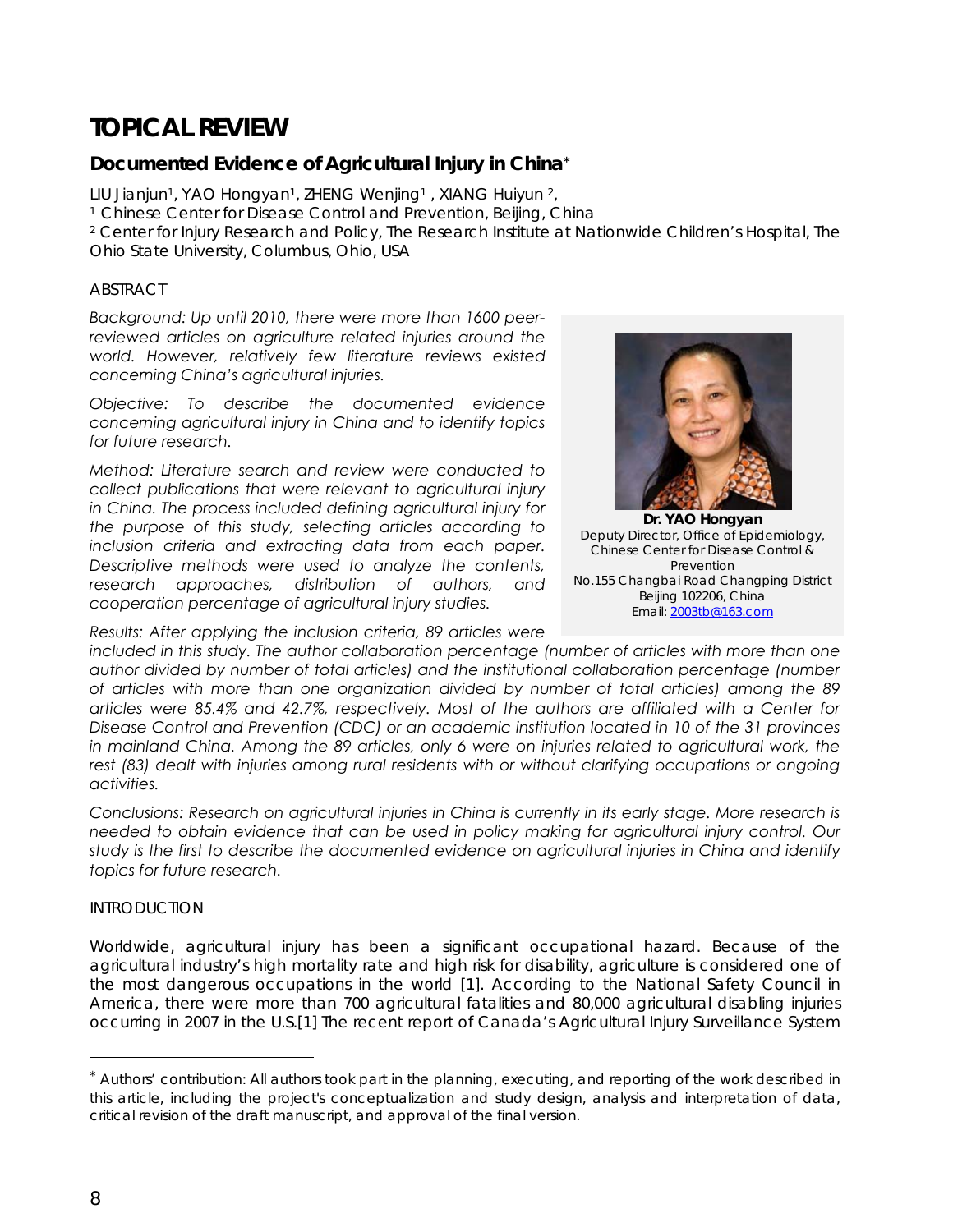# TOPICAL REVIEW

## Documented Evidence of Agricultural Injury in China*

LIU Jianjun[1], YAO Hongyan[1], ZHENG Wenjing[1], XIANG Huiyun[2],

[1] Chinese Center for Disease Control and Prevention, Beijing, China

[2] Center for Injury Research and Policy, The Research Institute at Nationwide Children's Hospital, The Ohio State University, Columbus, Ohio, USA

**Dr. YAO Hongyan**
Deputy Director, Office of Epidemiology, Chinese Center for Disease Control & Prevention
No.155 Changbai Road Changping District
Beijing 102206, China
Email: 2003tb@163.com

### ABSTRACT

*Background: Up until 2010, there were more than 1600 peer-reviewed articles on agriculture related injuries around the world. However, relatively few literature reviews existed concerning China's agricultural injuries.*

*Objective: To describe the documented evidence concerning agricultural injury in China and to identify topics for future research.*

*Method: Literature search and review were conducted to collect publications that were relevant to agricultural injury in China. The process included defining agricultural injury for the purpose of this study, selecting articles according to inclusion criteria and extracting data from each paper. Descriptive methods were used to analyze the contents, research approaches, distribution of authors, and cooperation percentage of agricultural injury studies.*

*Results: After applying the inclusion criteria, 89 articles were included in this study. The author collaboration percentage (number of articles with more than one author divided by number of total articles) and the institutional collaboration percentage (number of articles with more than one organization divided by number of total articles) among the 89 articles were 85.4% and 42.7%, respectively. Most of the authors are affiliated with a Center for Disease Control and Prevention (CDC) or an academic institution located in 10 of the 31 provinces in mainland China. Among the 89 articles, only 6 were on injuries related to agricultural work, the rest (83) dealt with injuries among rural residents with or without clarifying occupations or ongoing activities.*

*Conclusions: Research on agricultural injuries in China is currently in its early stage. More research is needed to obtain evidence that can be used in policy making for agricultural injury control. Our study is the first to describe the documented evidence on agricultural injuries in China and identify topics for future research.*

### INTRODUCTION

Worldwide, agricultural injury has been a significant occupational hazard. Because of the agricultural industry's high mortality rate and high risk for disability, agriculture is considered one of the most dangerous occupations in the world [1]. According to the National Safety Council in America, there were more than 700 agricultural fatalities and 80,000 agricultural disabling injuries occurring in 2007 in the U.S.[1] The recent report of Canada's Agricultural Injury Surveillance System

---

* Authors' contribution: All authors took part in the planning, executing, and reporting of the work described in this article, including the project's conceptualization and study design, analysis and interpretation of data, critical revision of the draft manuscript, and approval of the final version.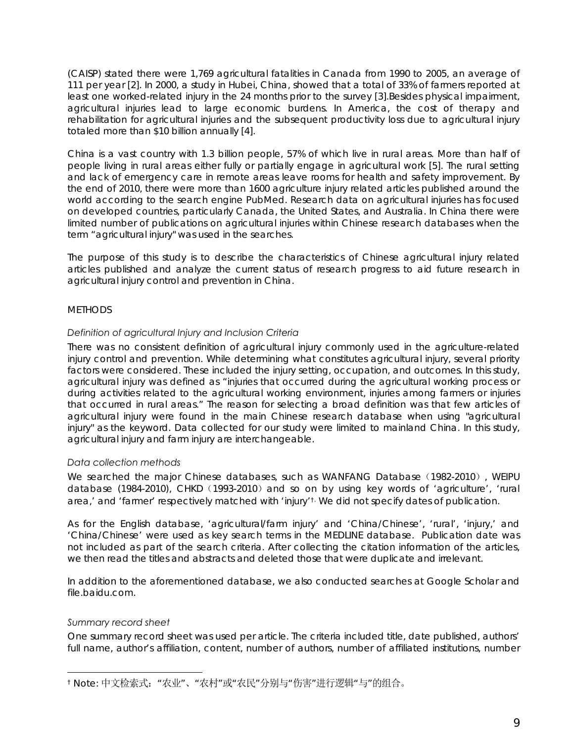(CAISP) stated there were 1,769 agricultural fatalities in Canada from 1990 to 2005, an average of 111 per year [2]. In 2000, a study in Hubei, China, showed that a total of 33% of farmers reported at least one worked-related injury in the 24 months prior to the survey [3].Besides physical impairment, agricultural injuries lead to large economic burdens. In America, the cost of therapy and rehabilitation for agricultural injuries and the subsequent productivity loss due to agricultural injury totaled more than $10 billion annually [4].

China is a vast country with 1.3 billion people, 57% of which live in rural areas. More than half of people living in rural areas either fully or partially engage in agricultural work [5]. The rural setting and lack of emergency care in remote areas leave rooms for health and safety improvement. By the end of 2010, there were more than 1600 agriculture injury related articles published around the world according to the search engine PubMed. Research data on agricultural injuries has focused on developed countries, particularly Canada, the United States, and Australia. In China there were limited number of publications on agricultural injuries within Chinese research databases when the term "agricultural injury" was used in the searches.

The purpose of this study is to describe the characteristics of Chinese agricultural injury related articles published and analyze the current status of research progress to aid future research in agricultural injury control and prevention in China.

## METHODS

### *Definition of agricultural Injury and Inclusion Criteria*

There was no consistent definition of agricultural injury commonly used in the agriculture-related injury control and prevention. While determining what constitutes agricultural injury, several priority factors were considered. These included the injury setting, occupation, and outcomes. In this study, agricultural injury was defined as "injuries that occurred during the agricultural working process or during activities related to the agricultural working environment, injuries among farmers or injuries that occurred in rural areas." The reason for selecting a broad definition was that few articles of agricultural injury were found in the main Chinese research database when using "agricultural injury" as the keyword. Data collected for our study were limited to mainland China. In this study, agricultural injury and farm injury are interchangeable.

### *Data collection methods*

We searched the major Chinese databases, such as WANFANG Database（1982-2010）, WEIPU database (1984-2010), CHKD（1993-2010）and so on by using key words of 'agriculture', 'rural area,' and 'farmer' respectively matched with 'injury'[†]. We did not specify dates of publication.

As for the English database, 'agricultural/farm injury' and 'China/Chinese', 'rural', 'injury,' and 'China/Chinese' were used as key search terms in the MEDLINE database. Publication date was not included as part of the search criteria. After collecting the citation information of the articles, we then read the titles and abstracts and deleted those that were duplicate and irrelevant.

In addition to the aforementioned database, we also conducted searches at Google Scholar and file.baidu.com.

### *Summary record sheet*

One summary record sheet was used per article. The criteria included title, date published, authors' full name, author's affiliation, content, number of authors, number of affiliated institutions, number

---

[†] Note: 中文检索式："农业"、"农村"或"农民"分别与"伤害"进行逻辑"与"的组合。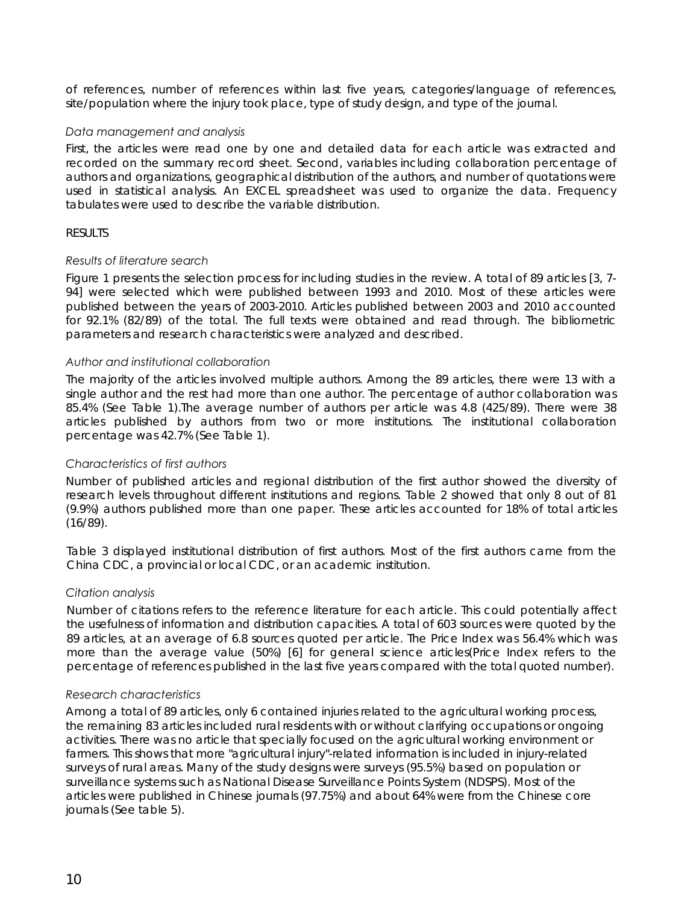of references, number of references within last five years, categories/language of references, site/population where the injury took place, type of study design, and type of the journal.

### *Data management and analysis*

First, the articles were read one by one and detailed data for each article was extracted and recorded on the summary record sheet. Second, variables including collaboration percentage of authors and organizations, geographical distribution of the authors, and number of quotations were used in statistical analysis. An EXCEL spreadsheet was used to organize the data. Frequency tabulates were used to describe the variable distribution.

## RESULTS

### *Results of literature search*

Figure 1 presents the selection process for including studies in the review. A total of 89 articles [3, 7-94] were selected which were published between 1993 and 2010. Most of these articles were published between the years of 2003-2010. Articles published between 2003 and 2010 accounted for 92.1% (82/89) of the total. The full texts were obtained and read through. The bibliometric parameters and research characteristics were analyzed and described.

### *Author and institutional collaboration*

The majority of the articles involved multiple authors. Among the 89 articles, there were 13 with a single author and the rest had more than one author. The percentage of author collaboration was 85.4% (See Table 1).The average number of authors per article was 4.8 (425/89). There were 38 articles published by authors from two or more institutions. The institutional collaboration percentage was 42.7% (See Table 1).

### *Characteristics of first authors*

Number of published articles and regional distribution of the first author showed the diversity of research levels throughout different institutions and regions. Table 2 showed that only 8 out of 81 (9.9%) authors published more than one paper. These articles accounted for 18% of total articles (16/89).

Table 3 displayed institutional distribution of first authors. Most of the first authors came from the China CDC, a provincial or local CDC, or an academic institution.

### *Citation analysis*

Number of citations refers to the reference literature for each article. This could potentially affect the usefulness of information and distribution capacities. A total of 603 sources were quoted by the 89 articles, at an average of 6.8 sources quoted per article. The Price Index was 56.4% which was more than the average value (50%) [6] for general science articles(Price Index refers to the percentage of references published in the last five years compared with the total quoted number).

### *Research characteristics*

Among a total of 89 articles, only 6 contained injuries related to the agricultural working process, the remaining 83 articles included rural residents with or without clarifying occupations or ongoing activities. There was no article that specially focused on the agricultural working environment or farmers. This shows that more "agricultural injury"-related information is included in injury-related surveys of rural areas. Many of the study designs were surveys (95.5%) based on population or surveillance systems such as National Disease Surveillance Points System (NDSPS). Most of the articles were published in Chinese journals (97.75%) and about 64% were from the Chinese core journals (See table 5).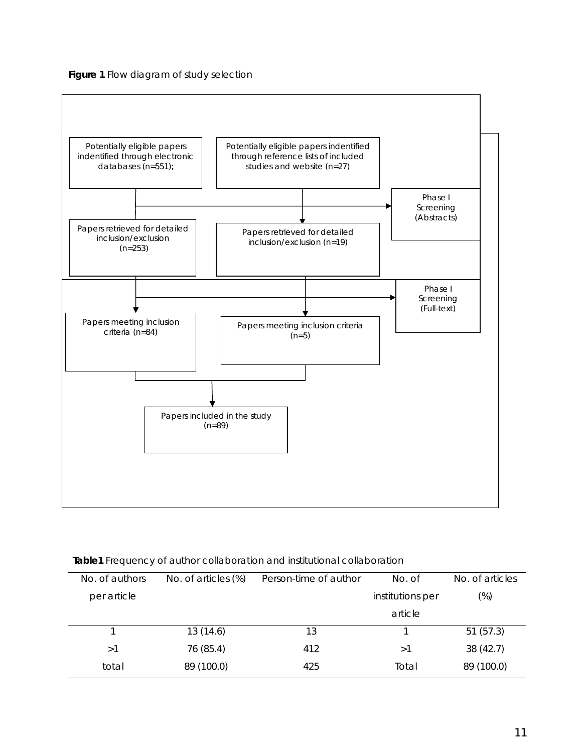**Figure 1** Flow diagram of study selection

Potentially eligible papers indentified through electronic databases (n=551);

Potentially eligible papers indentified through reference lists of included studies and website (n=27)

Phase I Screening (Abstracts)

Papers retrieved for detailed inclusion/exclusion (n=253)

Papers retrieved for detailed inclusion/exclusion (n=19)

Phase I Screening (Full-text)

Papers meeting inclusion criteria (n=84)

Papers meeting inclusion criteria (n=5)

Papers included in the study (n=89)

**Table1** Frequency of author collaboration and institutional collaboration

| No. of authors per article | No. of articles (%) | Person-time of author | No. of institutions per article | No. of articles (%) |
|---|---|---|---|---|
| 1 | 13 (14.6) | 13 | 1 | 51 (57.3) |
| >1 | 76 (85.4) | 412 | >1 | 38 (42.7) |
| total | 89 (100.0) | 425 | Total | 89 (100.0) |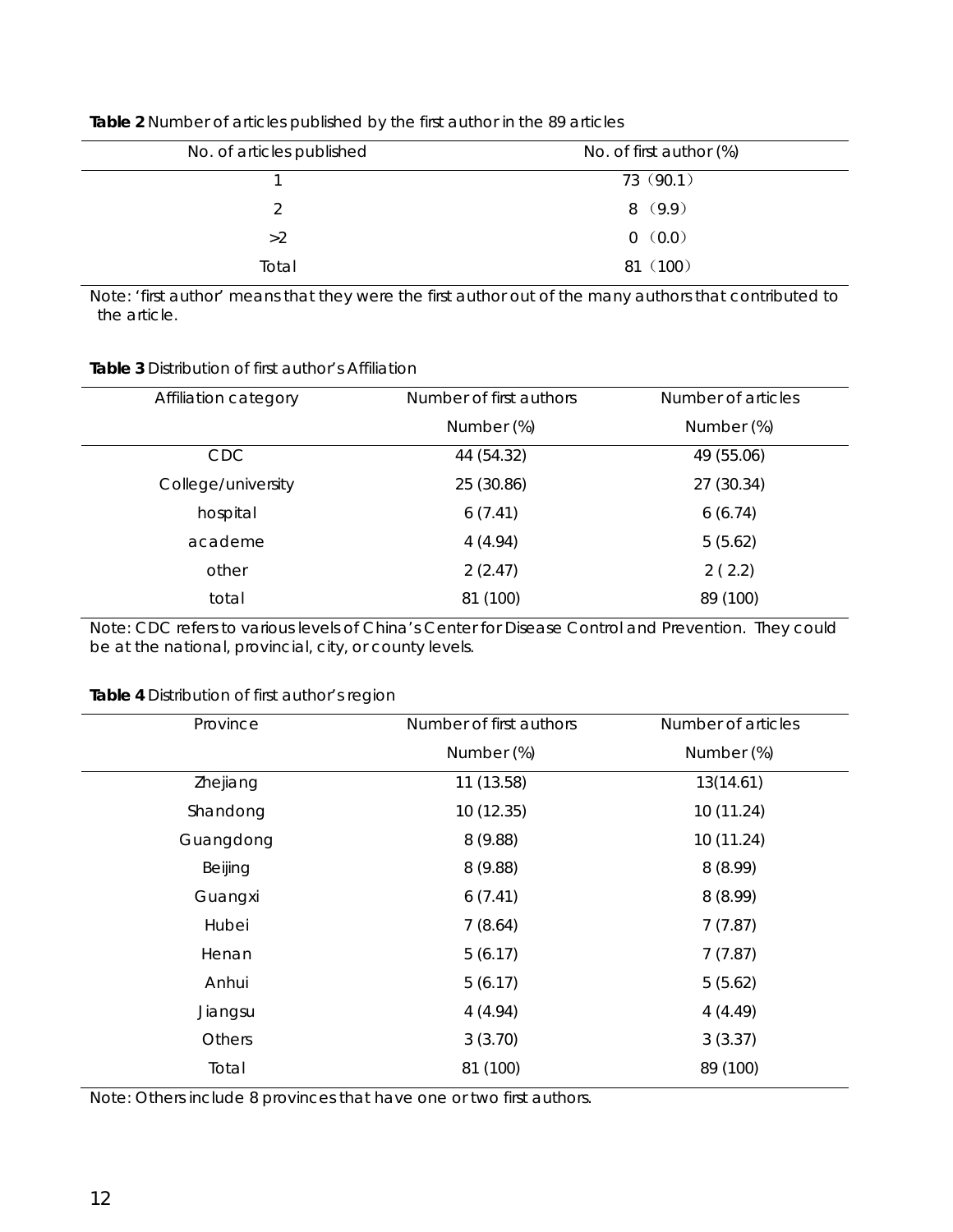**Table 2** Number of articles published by the first author in the 89 articles

| No. of articles published | No. of first author (%) |
|---|---|
| 1 | 73（90.1） |
| 2 | 8（9.9） |
| >2 | 0（0.0） |
| Total | 81（100） |

Note: 'first author' means that they were the first author out of the many authors that contributed to the article.

**Table 3** Distribution of first author's Affiliation

| Affiliation category | Number of first authors | Number of articles |
|---|---|---|
| | Number (%) | Number (%) |
| CDC | 44 (54.32) | 49 (55.06) |
| College/university | 25 (30.86) | 27 (30.34) |
| hospital | 6 (7.41) | 6 (6.74) |
| academe | 4 (4.94) | 5 (5.62) |
| other | 2 (2.47) | 2 ( 2.2) |
| total | 81 (100) | 89 (100) |

Note: CDC refers to various levels of China's Center for Disease Control and Prevention. They could be at the national, provincial, city, or county levels.

**Table 4** Distribution of first author's region

| Province | Number of first authors | Number of articles |
|---|---|---|
| | Number (%) | Number (%) |
| Zhejiang | 11 (13.58) | 13(14.61) |
| Shandong | 10 (12.35) | 10 (11.24) |
| Guangdong | 8 (9.88) | 10 (11.24) |
| Beijing | 8 (9.88) | 8 (8.99) |
| Guangxi | 6 (7.41) | 8 (8.99) |
| Hubei | 7 (8.64) | 7 (7.87) |
| Henan | 5 (6.17) | 7 (7.87) |
| Anhui | 5 (6.17) | 5 (5.62) |
| Jiangsu | 4 (4.94) | 4 (4.49) |
| Others | 3 (3.70) | 3 (3.37) |
| Total | 81 (100) | 89 (100) |

Note: Others include 8 provinces that have one or two first authors.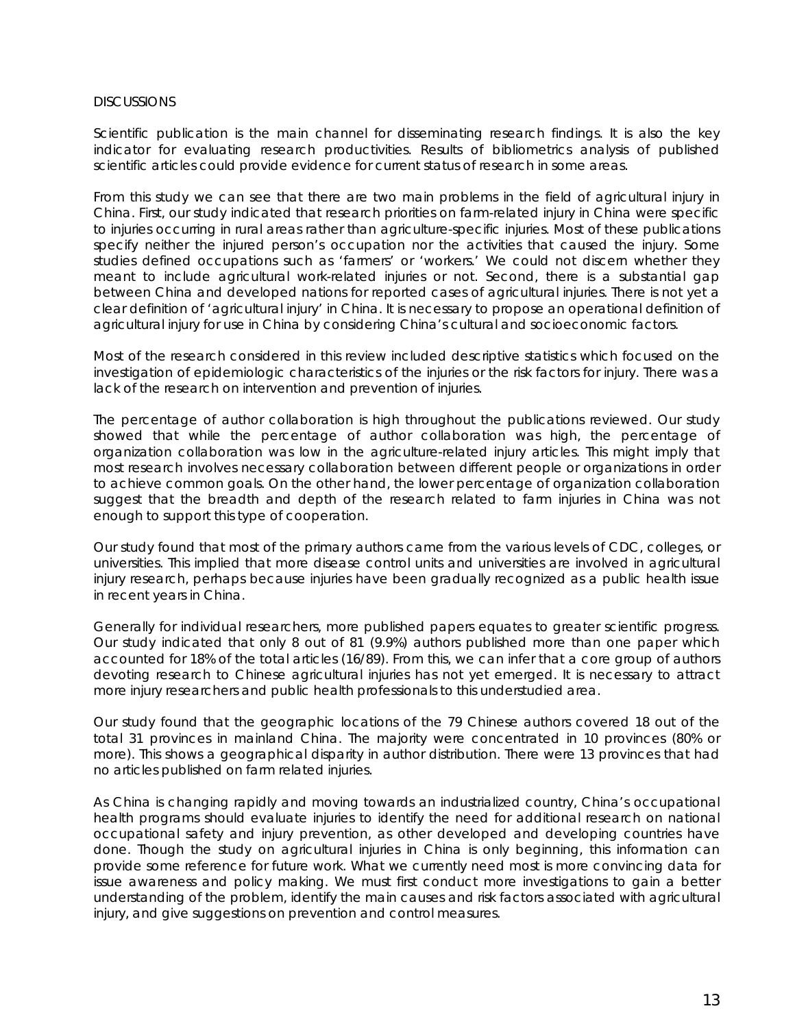## DISCUSSIONS

Scientific publication is the main channel for disseminating research findings. It is also the key indicator for evaluating research productivities. Results of bibliometrics analysis of published scientific articles could provide evidence for current status of research in some areas.

From this study we can see that there are two main problems in the field of agricultural injury in China. First, our study indicated that research priorities on farm-related injury in China were specific to injuries occurring in rural areas rather than agriculture-specific injuries. Most of these publications specify neither the injured person's occupation nor the activities that caused the injury. Some studies defined occupations such as 'farmers' or 'workers.' We could not discern whether they meant to include agricultural work-related injuries or not. Second, there is a substantial gap between China and developed nations for reported cases of agricultural injuries. There is not yet a clear definition of 'agricultural injury' in China. It is necessary to propose an operational definition of agricultural injury for use in China by considering China's cultural and socioeconomic factors.

Most of the research considered in this review included descriptive statistics which focused on the investigation of epidemiologic characteristics of the injuries or the risk factors for injury. There was a lack of the research on intervention and prevention of injuries.

The percentage of author collaboration is high throughout the publications reviewed. Our study showed that while the percentage of author collaboration was high, the percentage of organization collaboration was low in the agriculture-related injury articles. This might imply that most research involves necessary collaboration between different people or organizations in order to achieve common goals. On the other hand, the lower percentage of organization collaboration suggest that the breadth and depth of the research related to farm injuries in China was not enough to support this type of cooperation.

Our study found that most of the primary authors came from the various levels of CDC, colleges, or universities. This implied that more disease control units and universities are involved in agricultural injury research, perhaps because injuries have been gradually recognized as a public health issue in recent years in China.

Generally for individual researchers, more published papers equates to greater scientific progress. Our study indicated that only 8 out of 81 (9.9%) authors published more than one paper which accounted for 18% of the total articles (16/89). From this, we can infer that a core group of authors devoting research to Chinese agricultural injuries has not yet emerged. It is necessary to attract more injury researchers and public health professionals to this understudied area.

Our study found that the geographic locations of the 79 Chinese authors covered 18 out of the total 31 provinces in mainland China. The majority were concentrated in 10 provinces (80% or more). This shows a geographical disparity in author distribution. There were 13 provinces that had no articles published on farm related injuries.

As China is changing rapidly and moving towards an industrialized country, China's occupational health programs should evaluate injuries to identify the need for additional research on national occupational safety and injury prevention, as other developed and developing countries have done. Though the study on agricultural injuries in China is only beginning, this information can provide some reference for future work. What we currently need most is more convincing data for issue awareness and policy making. We must first conduct more investigations to gain a better understanding of the problem, identify the main causes and risk factors associated with agricultural injury, and give suggestions on prevention and control measures.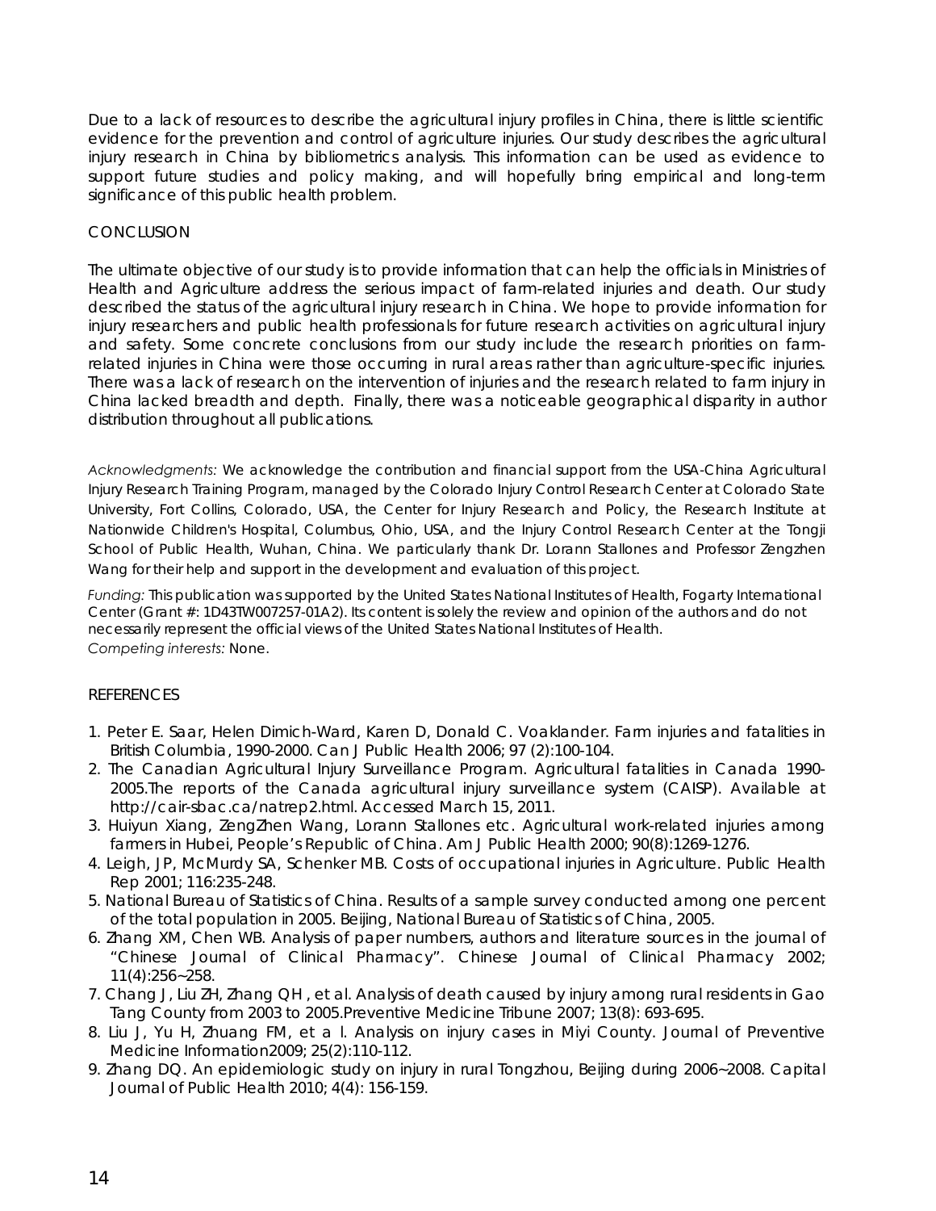Due to a lack of resources to describe the agricultural injury profiles in China, there is little scientific evidence for the prevention and control of agriculture injuries. Our study describes the agricultural injury research in China by bibliometrics analysis. This information can be used as evidence to support future studies and policy making, and will hopefully bring empirical and long-term significance of this public health problem.

## CONCLUSION

The ultimate objective of our study is to provide information that can help the officials in Ministries of Health and Agriculture address the serious impact of farm-related injuries and death. Our study described the status of the agricultural injury research in China. We hope to provide information for injury researchers and public health professionals for future research activities on agricultural injury and safety. Some concrete conclusions from our study include the research priorities on farm-related injuries in China were those occurring in rural areas rather than agriculture-specific injuries. There was a lack of research on the intervention of injuries and the research related to farm injury in China lacked breadth and depth. Finally, there was a noticeable geographical disparity in author distribution throughout all publications.

*Acknowledgments:* We acknowledge the contribution and financial support from the USA-China Agricultural Injury Research Training Program, managed by the Colorado Injury Control Research Center at Colorado State University, Fort Collins, Colorado, USA, the Center for Injury Research and Policy, the Research Institute at Nationwide Children's Hospital, Columbus, Ohio, USA, and the Injury Control Research Center at the Tongji School of Public Health, Wuhan, China. We particularly thank Dr. Lorann Stallones and Professor Zengzhen Wang for their help and support in the development and evaluation of this project.

*Funding:* This publication was supported by the United States National Institutes of Health, Fogarty International Center (Grant #: 1D43TW007257-01A2). Its content is solely the review and opinion of the authors and do not necessarily represent the official views of the United States National Institutes of Health.
*Competing interests:* None.

## REFERENCES

1. Peter E. Saar, Helen Dimich-Ward, Karen D, Donald C. Voaklander. Farm injuries and fatalities in British Columbia, 1990-2000. Can J Public Health 2006; 97 (2):100-104.
2. The Canadian Agricultural Injury Surveillance Program. Agricultural fatalities in Canada 1990-2005.The reports of the Canada agricultural injury surveillance system (CAISP). Available at http://cair-sbac.ca/natrep2.html. Accessed March 15, 2011.
3. Huiyun Xiang, ZengZhen Wang, Lorann Stallones etc. Agricultural work-related injuries among farmers in Hubei, People's Republic of China. Am J Public Health 2000; 90(8):1269-1276.
4. Leigh, JP, McMurdy SA, Schenker MB. Costs of occupational injuries in Agriculture. Public Health Rep 2001; 116:235-248.
5. National Bureau of Statistics of China. Results of a sample survey conducted among one percent of the total population in 2005. Beijing, National Bureau of Statistics of China, 2005.
6. Zhang XM, Chen WB. Analysis of paper numbers, authors and literature sources in the journal of "Chinese Journal of Clinical Pharmacy". Chinese Journal of Clinical Pharmacy 2002; 11(4):256~258.
7. Chang J, Liu ZH, Zhang QH , et al. Analysis of death caused by injury among rural residents in Gao Tang County from 2003 to 2005.Preventive Medicine Tribune 2007; 13(8): 693-695.
8. Liu J, Yu H, Zhuang FM, et a l. Analysis on injury cases in Miyi County. Journal of Preventive Medicine Information2009; 25(2):110-112.
9. Zhang DQ. An epidemiologic study on injury in rural Tongzhou, Beijing during 2006~2008. Capital Journal of Public Health 2010; 4(4): 156-159.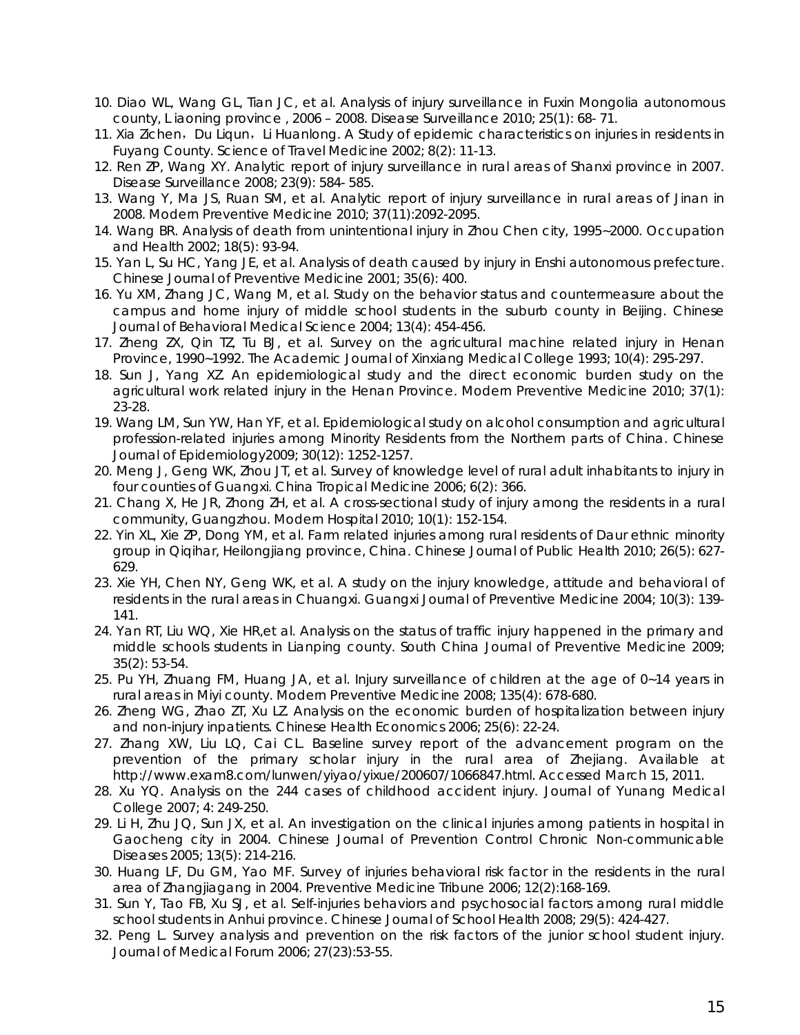10. Diao WL, Wang GL, Tian JC, et al. Analysis of injury surveillance in Fuxin Mongolia autonomous county, Liaoning province , 2006 – 2008. Disease Surveillance 2010; 25(1): 68- 71.
11. Xia Zichen，Du Liqun，Li Huanlong. A Study of epidemic characteristics on injuries in residents in Fuyang County. Science of Travel Medicine 2002; 8(2): 11-13.
12. Ren ZP, Wang XY. Analytic report of injury surveillance in rural areas of Shanxi province in 2007. Disease Surveillance 2008; 23(9): 584- 585.
13. Wang Y, Ma JS, Ruan SM, et al. Analytic report of injury surveillance in rural areas of Jinan in 2008. Modern Preventive Medicine 2010; 37(11):2092-2095.
14. Wang BR. Analysis of death from unintentional injury in Zhou Chen city, 1995~2000. Occupation and Health 2002; 18(5): 93-94.
15. Yan L, Su HC, Yang JE, et al. Analysis of death caused by injury in Enshi autonomous prefecture. Chinese Journal of Preventive Medicine 2001; 35(6): 400.
16. Yu XM, Zhang JC, Wang M, et al. Study on the behavior status and countermeasure about the campus and home injury of middle school students in the suburb county in Beijing. Chinese Journal of Behavioral Medical Science 2004; 13(4): 454-456.
17. Zheng ZX, Qin TZ, Tu BJ, et al. Survey on the agricultural machine related injury in Henan Province, 1990~1992. The Academic Journal of Xinxiang Medical College 1993; 10(4): 295-297.
18. Sun J, Yang XZ. An epidemiological study and the direct economic burden study on the agricultural work related injury in the Henan Province. Modern Preventive Medicine 2010; 37(1): 23-28.
19. Wang LM, Sun YW, Han YF, et al. Epidemiological study on alcohol consumption and agricultural profession-related injuries among Minority Residents from the Northern parts of China. Chinese Journal of Epidemiology2009; 30(12): 1252-1257.
20. Meng J, Geng WK, Zhou JT, et al. Survey of knowledge level of rural adult inhabitants to injury in four counties of Guangxi. China Tropical Medicine 2006; 6(2): 366.
21. Chang X, He JR, Zhong ZH, et al. A cross-sectional study of injury among the residents in a rural community, Guangzhou. Modern Hospital 2010; 10(1): 152-154.
22. Yin XL, Xie ZP, Dong YM, et al. Farm related injuries among rural residents of Daur ethnic minority group in Qiqihar, Heilongjiang province, China. Chinese Journal of Public Health 2010; 26(5): 627-629.
23. Xie YH, Chen NY, Geng WK, et al. A study on the injury knowledge, attitude and behavioral of residents in the rural areas in Chuangxi. Guangxi Journal of Preventive Medicine 2004; 10(3): 139-141.
24. Yan RT, Liu WQ, Xie HR,et al. Analysis on the status of traffic injury happened in the primary and middle schools students in Lianping county. South China Journal of Preventive Medicine 2009; 35(2): 53-54.
25. Pu YH, Zhuang FM, Huang JA, et al. Injury surveillance of children at the age of 0~14 years in rural areas in Miyi county. Modern Preventive Medicine 2008; 135(4): 678-680.
26. Zheng WG, Zhao ZT, Xu LZ. Analysis on the economic burden of hospitalization between injury and non-injury inpatients. Chinese Health Economics 2006; 25(6): 22-24.
27. Zhang XW, Liu LQ, Cai CL. Baseline survey report of the advancement program on the prevention of the primary scholar injury in the rural area of Zhejiang. Available at http://www.exam8.com/lunwen/yiyao/yixue/200607/1066847.html. Accessed March 15, 2011.
28. Xu YQ. Analysis on the 244 cases of childhood accident injury. Journal of Yunang Medical College 2007; 4: 249-250.
29. Li H, Zhu JQ, Sun JX, et al. An investigation on the clinical injuries among patients in hospital in Gaocheng city in 2004. Chinese Journal of Prevention Control Chronic Non-communicable Diseases 2005; 13(5): 214-216.
30. Huang LF, Du GM, Yao MF. Survey of injuries behavioral risk factor in the residents in the rural area of Zhangjiagang in 2004. Preventive Medicine Tribune 2006; 12(2):168-169.
31. Sun Y, Tao FB, Xu SJ, et al. Self-injuries behaviors and psychosocial factors among rural middle school students in Anhui province. Chinese Journal of School Health 2008; 29(5): 424-427.
32. Peng L. Survey analysis and prevention on the risk factors of the junior school student injury. Journal of Medical Forum 2006; 27(23):53-55.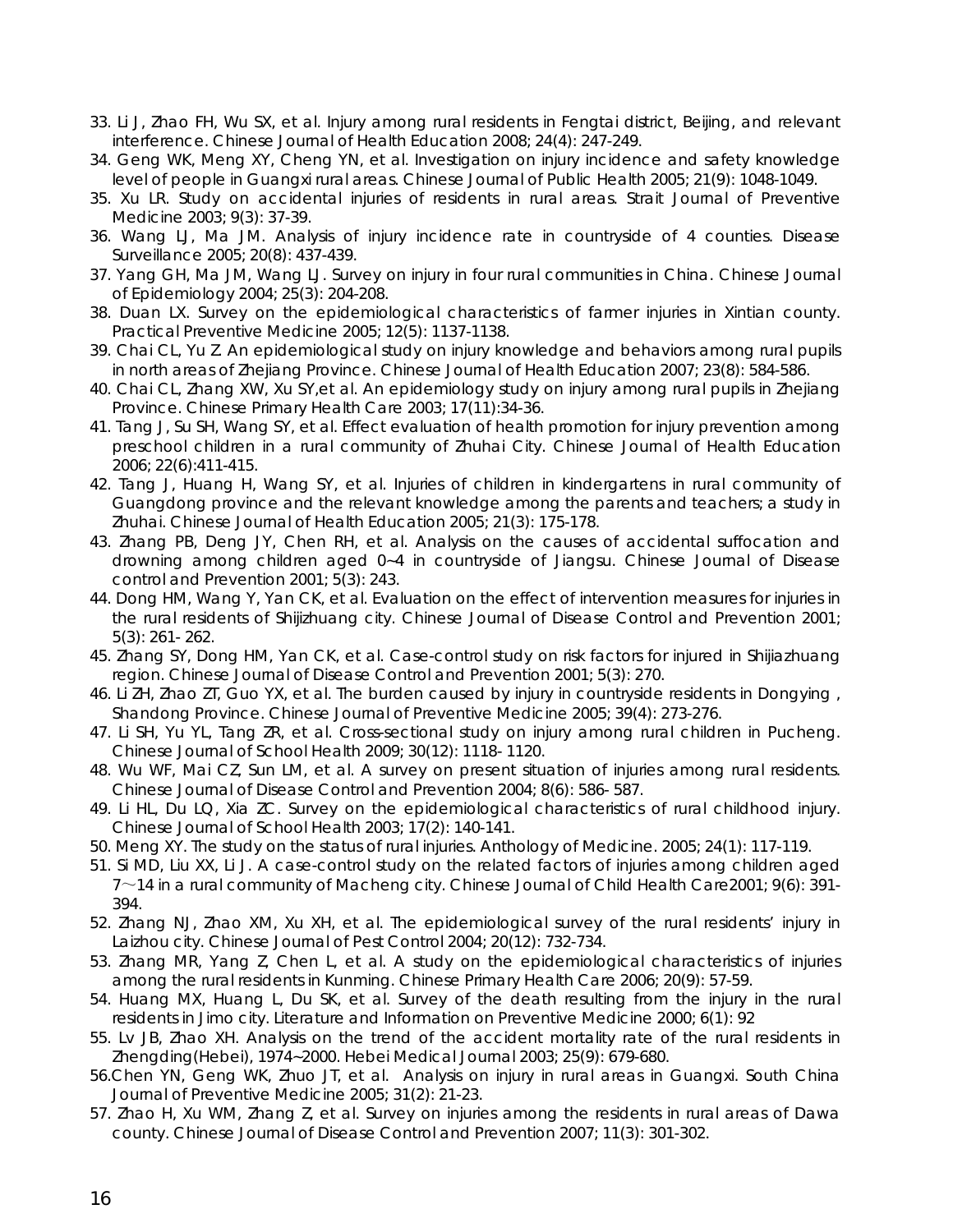33. Li J, Zhao FH, Wu SX, et al. Injury among rural residents in Fengtai district, Beijing, and relevant interference. Chinese Journal of Health Education 2008; 24(4): 247-249.
34. Geng WK, Meng XY, Cheng YN, et al. Investigation on injury incidence and safety knowledge level of people in Guangxi rural areas. Chinese Journal of Public Health 2005; 21(9): 1048-1049.
35. Xu LR. Study on accidental injuries of residents in rural areas. Strait Journal of Preventive Medicine 2003; 9(3): 37-39.
36. Wang LJ, Ma JM. Analysis of injury incidence rate in countryside of 4 counties. Disease Surveillance 2005; 20(8): 437-439.
37. Yang GH, Ma JM, Wang LJ. Survey on injury in four rural communities in China. Chinese Journal of Epidemiology 2004; 25(3): 204-208.
38. Duan LX. Survey on the epidemiological characteristics of farmer injuries in Xintian county. Practical Preventive Medicine 2005; 12(5): 1137-1138.
39. Chai CL, Yu Z. An epidemiological study on injury knowledge and behaviors among rural pupils in north areas of Zhejiang Province. Chinese Journal of Health Education 2007; 23(8): 584-586.
40. Chai CL, Zhang XW, Xu SY,et al. An epidemiology study on injury among rural pupils in Zhejiang Province. Chinese Primary Health Care 2003; 17(11):34-36.
41. Tang J, Su SH, Wang SY, et al. Effect evaluation of health promotion for injury prevention among preschool children in a rural community of Zhuhai City. Chinese Journal of Health Education 2006; 22(6):411-415.
42. Tang J, Huang H, Wang SY, et al. Injuries of children in kindergartens in rural community of Guangdong province and the relevant knowledge among the parents and teachers; a study in Zhuhai. Chinese Journal of Health Education 2005; 21(3): 175-178.
43. Zhang PB, Deng JY, Chen RH, et al. Analysis on the causes of accidental suffocation and drowning among children aged 0~4 in countryside of Jiangsu. Chinese Journal of Disease control and Prevention 2001; 5(3): 243.
44. Dong HM, Wang Y, Yan CK, et al. Evaluation on the effect of intervention measures for injuries in the rural residents of Shijizhuang city. Chinese Journal of Disease Control and Prevention 2001; 5(3): 261- 262.
45. Zhang SY, Dong HM, Yan CK, et al. Case-control study on risk factors for injured in Shijiazhuang region. Chinese Journal of Disease Control and Prevention 2001; 5(3): 270.
46. Li ZH, Zhao ZT, Guo YX, et al. The burden caused by injury in countryside residents in Dongying , Shandong Province. Chinese Journal of Preventive Medicine 2005; 39(4): 273-276.
47. Li SH, Yu YL, Tang ZR, et al. Cross-sectional study on injury among rural children in Pucheng. Chinese Journal of School Health 2009; 30(12): 1118- 1120.
48. Wu WF, Mai CZ, Sun LM, et al. A survey on present situation of injuries among rural residents. Chinese Journal of Disease Control and Prevention 2004; 8(6): 586- 587.
49. Li HL, Du LQ, Xia ZC. Survey on the epidemiological characteristics of rural childhood injury. Chinese Journal of School Health 2003; 17(2): 140-141.
50. Meng XY. The study on the status of rural injuries. Anthology of Medicine. 2005; 24(1): 117-119.
51. Si MD, Liu XX, Li J. A case-control study on the related factors of injuries among children aged 7～14 in a rural community of Macheng city. Chinese Journal of Child Health Care2001; 9(6): 391-394.
52. Zhang NJ, Zhao XM, Xu XH, et al. The epidemiological survey of the rural residents' injury in Laizhou city. Chinese Journal of Pest Control 2004; 20(12): 732-734.
53. Zhang MR, Yang Z, Chen L, et al. A study on the epidemiological characteristics of injuries among the rural residents in Kunming. Chinese Primary Health Care 2006; 20(9): 57-59.
54. Huang MX, Huang L, Du SK, et al. Survey of the death resulting from the injury in the rural residents in Jimo city. Literature and Information on Preventive Medicine 2000; 6(1): 92
55. Lv JB, Zhao XH. Analysis on the trend of the accident mortality rate of the rural residents in Zhengding(Hebei), 1974~2000. Hebei Medical Journal 2003; 25(9): 679-680.
56. Chen YN, Geng WK, Zhuo JT, et al. Analysis on injury in rural areas in Guangxi. South China Journal of Preventive Medicine 2005; 31(2): 21-23.
57. Zhao H, Xu WM, Zhang Z, et al. Survey on injuries among the residents in rural areas of Dawa county. Chinese Journal of Disease Control and Prevention 2007; 11(3): 301-302.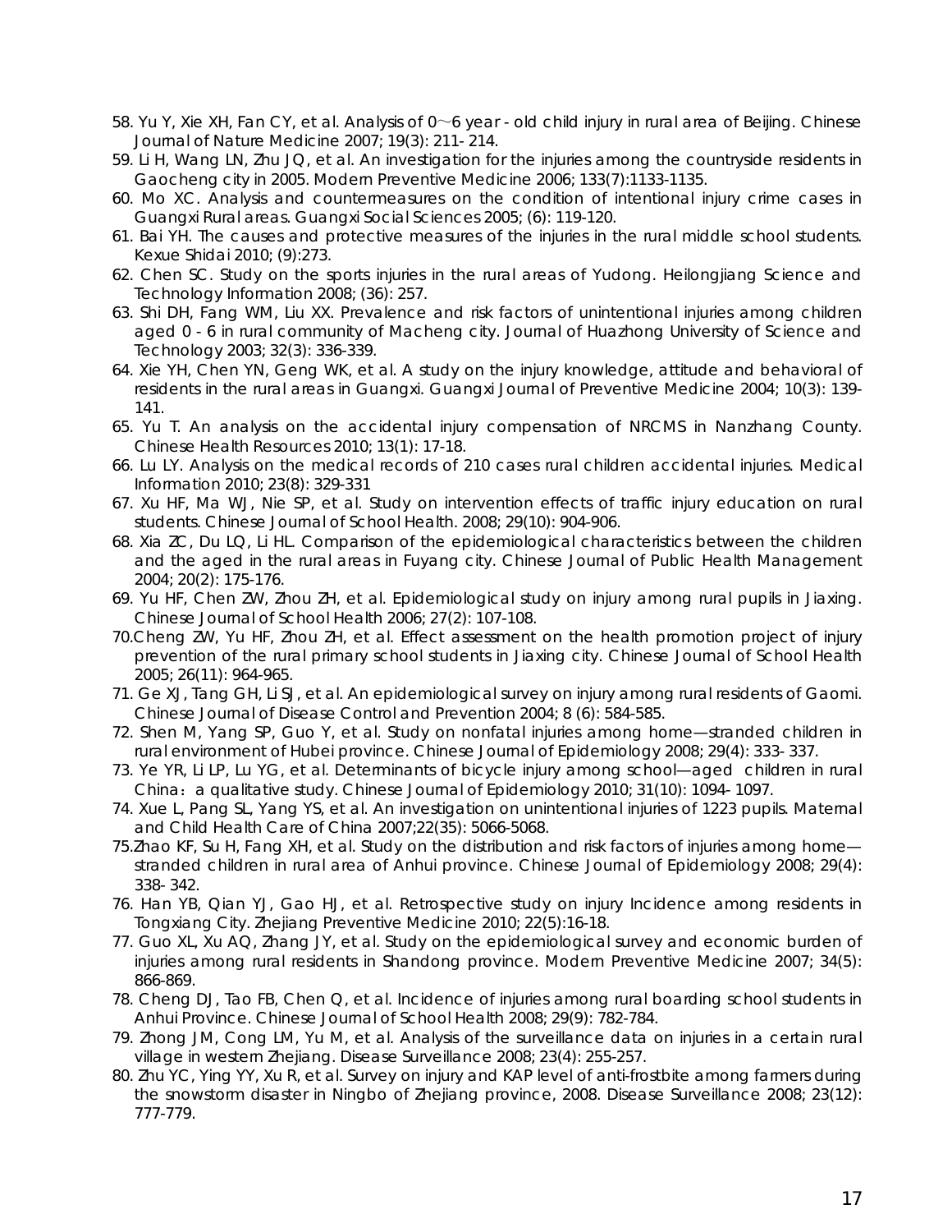58. Yu Y, Xie XH, Fan CY, et al. Analysis of 0～6 year - old child injury in rural area of Beijing. Chinese Journal of Nature Medicine 2007; 19(3): 211- 214.
59. Li H, Wang LN, Zhu JQ, et al. An investigation for the injuries among the countryside residents in Gaocheng city in 2005. Modern Preventive Medicine 2006; 133(7):1133-1135.
60. Mo XC. Analysis and countermeasures on the condition of intentional injury crime cases in Guangxi Rural areas. Guangxi Social Sciences 2005; (6): 119-120.
61. Bai YH. The causes and protective measures of the injuries in the rural middle school students. Kexue Shidai 2010; (9):273.
62. Chen SC. Study on the sports injuries in the rural areas of Yudong. Heilongjiang Science and Technology Information 2008; (36): 257.
63. Shi DH, Fang WM, Liu XX. Prevalence and risk factors of unintentional injuries among children aged 0 - 6 in rural community of Macheng city. Journal of Huazhong University of Science and Technology 2003; 32(3): 336-339.
64. Xie YH, Chen YN, Geng WK, et al. A study on the injury knowledge, attitude and behavioral of residents in the rural areas in Guangxi. Guangxi Journal of Preventive Medicine 2004; 10(3): 139-141.
65. Yu T. An analysis on the accidental injury compensation of NRCMS in Nanzhang County. Chinese Health Resources 2010; 13(1): 17-18.
66. Lu LY. Analysis on the medical records of 210 cases rural children accidental injuries. Medical Information 2010; 23(8): 329-331
67. Xu HF, Ma WJ, Nie SP, et al. Study on intervention effects of traffic injury education on rural students. Chinese Journal of School Health. 2008; 29(10): 904-906.
68. Xia ZC, Du LQ, Li HL. Comparison of the epidemiological characteristics between the children and the aged in the rural areas in Fuyang city. Chinese Journal of Public Health Management 2004; 20(2): 175-176.
69. Yu HF, Chen ZW, Zhou ZH, et al. Epidemiological study on injury among rural pupils in Jiaxing. Chinese Journal of School Health 2006; 27(2): 107-108.
70. Cheng ZW, Yu HF, Zhou ZH, et al. Effect assessment on the health promotion project of injury prevention of the rural primary school students in Jiaxing city. Chinese Journal of School Health 2005; 26(11): 964-965.
71. Ge XJ, Tang GH, Li SJ, et al. An epidemiological survey on injury among rural residents of Gaomi. Chinese Journal of Disease Control and Prevention 2004; 8 (6): 584-585.
72. Shen M, Yang SP, Guo Y, et al. Study on nonfatal injuries among home—stranded children in rural environment of Hubei province. Chinese Journal of Epidemiology 2008; 29(4): 333- 337.
73. Ye YR, Li LP, Lu YG, et al. Determinants of bicycle injury among school—aged children in rural China：a qualitative study. Chinese Journal of Epidemiology 2010; 31(10): 1094- 1097.
74. Xue L, Pang SL, Yang YS, et al. An investigation on unintentional injuries of 1223 pupils. Maternal and Child Health Care of China 2007;22(35): 5066-5068.
75. Zhao KF, Su H, Fang XH, et al. Study on the distribution and risk factors of injuries among home—stranded children in rural area of Anhui province. Chinese Journal of Epidemiology 2008; 29(4): 338- 342.
76. Han YB, Qian YJ, Gao HJ, et al. Retrospective study on injury Incidence among residents in Tongxiang City. Zhejiang Preventive Medicine 2010; 22(5):16-18.
77. Guo XL, Xu AQ, Zhang JY, et al. Study on the epidemiological survey and economic burden of injuries among rural residents in Shandong province. Modern Preventive Medicine 2007; 34(5): 866-869.
78. Cheng DJ, Tao FB, Chen Q, et al. Incidence of injuries among rural boarding school students in Anhui Province. Chinese Journal of School Health 2008; 29(9): 782-784.
79. Zhong JM, Cong LM, Yu M, et al. Analysis of the surveillance data on injuries in a certain rural village in western Zhejiang. Disease Surveillance 2008; 23(4): 255-257.
80. Zhu YC, Ying YY, Xu R, et al. Survey on injury and KAP level of anti-frostbite among farmers during the snowstorm disaster in Ningbo of Zhejiang province, 2008. Disease Surveillance 2008; 23(12): 777-779.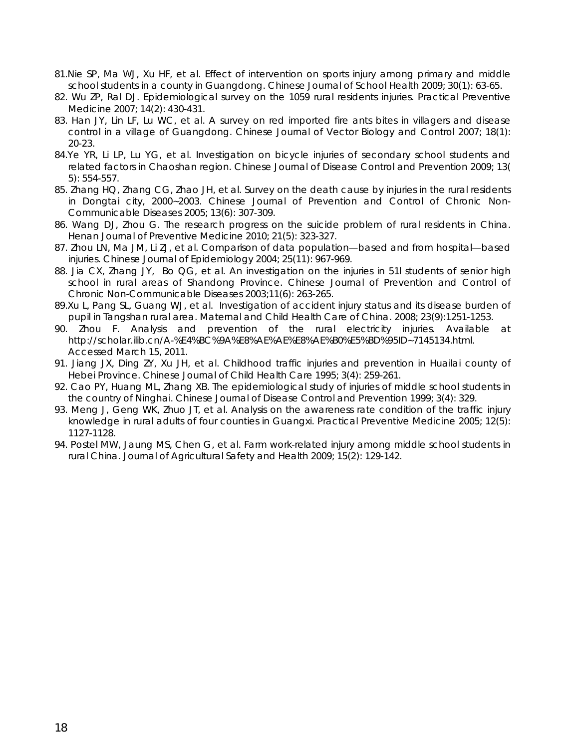81.Nie SP, Ma WJ, Xu HF, et al. Effect of intervention on sports injury among primary and middle school students in a county in Guangdong. Chinese Journal of School Health 2009; 30(1): 63-65.

82. Wu ZP, Ral DJ. Epidemiological survey on the 1059 rural residents injuries. Practical Preventive Medicine 2007; 14(2): 430-431.

83. Han JY, Lin LF, Lu WC, et al. A survey on red imported fire ants bites in villagers and disease control in a village of Guangdong. Chinese Journal of Vector Biology and Control 2007; 18(1): 20-23.

84.Ye YR, Li LP, Lu YG, et al. Investigation on bicycle injuries of secondary school students and related factors in Chaoshan region. Chinese Journal of Disease Control and Prevention 2009; 13( 5): 554-557.

85. Zhang HQ, Zhang CG, Zhao JH, et al. Survey on the death cause by injuries in the rural residents in Dongtai city, 2000~2003. Chinese Journal of Prevention and Control of Chronic Non-Communicable Diseases 2005; 13(6): 307-309.

86. Wang DJ, Zhou G. The research progress on the suicide problem of rural residents in China. Henan Journal of Preventive Medicine 2010; 21(5): 323-327.

87. Zhou LN, Ma JM, Li ZJ, et al. Comparison of data population—based and from hospital—based injuries. Chinese Journal of Epidemiology 2004; 25(11): 967-969.

88. Jia CX, Zhang JY, Bo QG, et al. An investigation on the injuries in 51l students of senior high school in rural areas of Shandong Province. Chinese Journal of Prevention and Control of Chronic Non-Communicable Diseases 2003;11(6): 263-265.

89.Xu L, Pang SL, Guang WJ, et al. Investigation of accident injury status and its disease burden of pupil in Tangshan rural area. Maternal and Child Health Care of China. 2008; 23(9):1251-1253.

90. Zhou F. Analysis and prevention of the rural electricity injuries. Available at http://scholar.ilib.cn/A-%E4%BC%9A%E8%AE%AE%E8%AE%B0%E5%BD%95ID~7145134.html. Accessed March 15, 2011.

91. Jiang JX, Ding ZY, Xu JH, et al. Childhood traffic injuries and prevention in Huailai county of Hebei Province. Chinese Journal of Child Health Care 1995; 3(4): 259-261.

92. Cao PY, Huang ML, Zhang XB. The epidemiological study of injuries of middle school students in the country of Ninghai. Chinese Journal of Disease Control and Prevention 1999; 3(4): 329.

93. Meng J, Geng WK, Zhuo JT, et al. Analysis on the awareness rate condition of the traffic injury knowledge in rural adults of four counties in Guangxi. Practical Preventive Medicine 2005; 12(5): 1127-1128.

94. Postel MW, Jaung MS, Chen G, et al. Farm work-related injury among middle school students in rural China. Journal of Agricultural Safety and Health 2009; 15(2): 129-142.